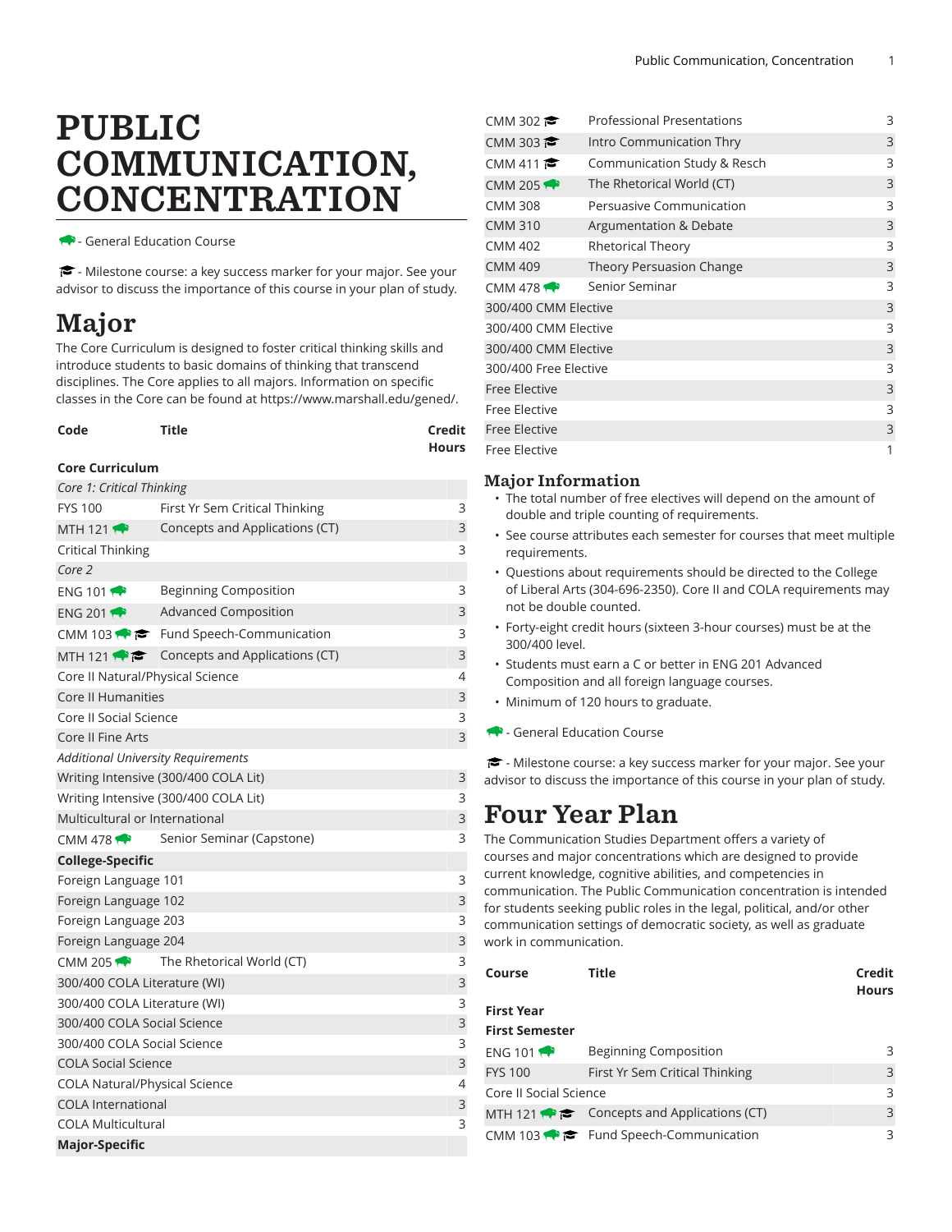# PUBLIC COMMUNICATION, CONCENTRATION

🦬 - General Education Course

🎓 - Milestone course: a key success marker for your major. See your advisor to discuss the importance of this course in your plan of study.

## Major

The Core Curriculum is designed to foster critical thinking skills and introduce students to basic domains of thinking that transcend disciplines. The Core applies to all majors. Information on specific classes in the Core can be found at https://www.marshall.edu/gened/.

| Code | Title | Credit Hours |
|---|---|---|
| **Core Curriculum** | | |
| *Core 1: Critical Thinking* | | |
| FYS 100 | First Yr Sem Critical Thinking | 3 |
| MTH 121 🦬 | Concepts and Applications (CT) | 3 |
| Critical Thinking | | 3 |
| *Core 2* | | |
| ENG 101 🦬 | Beginning Composition | 3 |
| ENG 201 🦬 | Advanced Composition | 3 |
| CMM 103 🦬 🎓 | Fund Speech-Communication | 3 |
| MTH 121 🦬 🎓 | Concepts and Applications (CT) | 3 |
| Core II Natural/Physical Science | | 4 |
| Core II Humanities | | 3 |
| Core II Social Science | | 3 |
| Core II Fine Arts | | 3 |
| *Additional University Requirements* | | |
| Writing Intensive (300/400 COLA Lit) | | 3 |
| Writing Intensive (300/400 COLA Lit) | | 3 |
| Multicultural or International | | 3 |
| CMM 478 🦬 | Senior Seminar (Capstone) | 3 |
| **College-Specific** | | |
| Foreign Language 101 | | 3 |
| Foreign Language 102 | | 3 |
| Foreign Language 203 | | 3 |
| Foreign Language 204 | | 3 |
| CMM 205 🦬 | The Rhetorical World (CT) | 3 |
| 300/400 COLA Literature (WI) | | 3 |
| 300/400 COLA Literature (WI) | | 3 |
| 300/400 COLA Social Science | | 3 |
| 300/400 COLA Social Science | | 3 |
| COLA Social Science | | 3 |
| COLA Natural/Physical Science | | 4 |
| COLA International | | 3 |
| COLA Multicultural | | 3 |
| **Major-Specific** | | |
| CMM 302 🎓 | Professional Presentations | 3 |
| CMM 303 🎓 | Intro Communication Thry | 3 |
| CMM 411 🎓 | Communication Study & Resch | 3 |
| CMM 205 🦬 | The Rhetorical World (CT) | 3 |
| CMM 308 | Persuasive Communication | 3 |
| CMM 310 | Argumentation & Debate | 3 |
| CMM 402 | Rhetorical Theory | 3 |
| CMM 409 | Theory Persuasion Change | 3 |
| CMM 478 🦬 | Senior Seminar | 3 |
| 300/400 CMM Elective | | 3 |
| 300/400 CMM Elective | | 3 |
| 300/400 CMM Elective | | 3 |
| 300/400 Free Elective | | 3 |
| Free Elective | | 3 |
| Free Elective | | 3 |
| Free Elective | | 3 |
| Free Elective | | 1 |

### Major Information

- The total number of free electives will depend on the amount of double and triple counting of requirements.
- See course attributes each semester for courses that meet multiple requirements.
- Questions about requirements should be directed to the College of Liberal Arts (304-696-2350). Core II and COLA requirements may not be double counted.
- Forty-eight credit hours (sixteen 3-hour courses) must be at the 300/400 level.
- Students must earn a C or better in ENG 201 Advanced Composition and all foreign language courses.
- Minimum of 120 hours to graduate.

🦬 - General Education Course

🎓 - Milestone course: a key success marker for your major. See your advisor to discuss the importance of this course in your plan of study.

## Four Year Plan

The Communication Studies Department offers a variety of courses and major concentrations which are designed to provide current knowledge, cognitive abilities, and competencies in communication. The Public Communication concentration is intended for students seeking public roles in the legal, political, and/or other communication settings of democratic society, as well as graduate work in communication.

| Course | Title | Credit Hours |
|---|---|---|
| **First Year** | | |
| **First Semester** | | |
| ENG 101 🦬 | Beginning Composition | 3 |
| FYS 100 | First Yr Sem Critical Thinking | 3 |
| Core II Social Science | | 3 |
| MTH 121 🦬 🎓 | Concepts and Applications (CT) | 3 |
| CMM 103 🦬 🎓 | Fund Speech-Communication | 3 |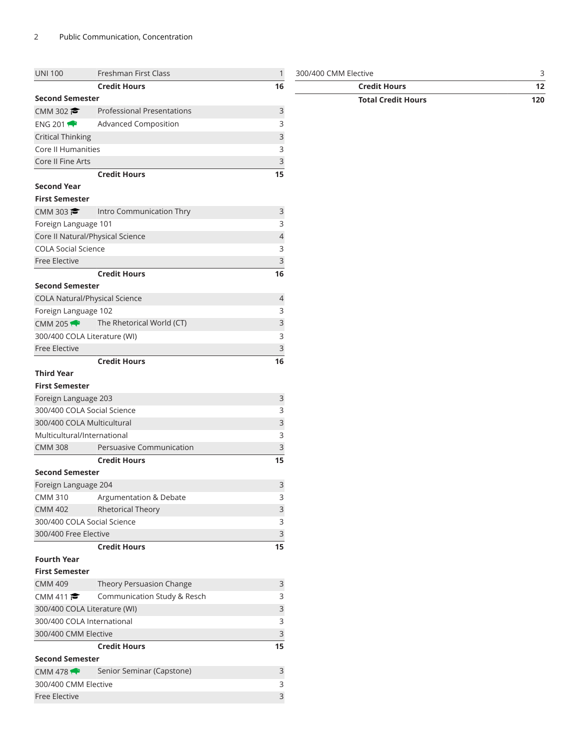| | | |
|---|---|---|
| UNI 100 | Freshman First Class | 1 |
| | **Credit Hours** | **16** |
| **Second Semester** | | |
| CMM 302 | Professional Presentations | 3 |
| ENG 201 | Advanced Composition | 3 |
| Critical Thinking | | 3 |
| Core II Humanities | | 3 |
| Core II Fine Arts | | 3 |
| | **Credit Hours** | **15** |
| **Second Year** | | |
| **First Semester** | | |
| CMM 303 | Intro Communication Thry | 3 |
| Foreign Language 101 | | 3 |
| Core II Natural/Physical Science | | 4 |
| COLA Social Science | | 3 |
| Free Elective | | 3 |
| | **Credit Hours** | **16** |
| **Second Semester** | | |
| COLA Natural/Physical Science | | 4 |
| Foreign Language 102 | | 3 |
| CMM 205 | The Rhetorical World (CT) | 3 |
| 300/400 COLA Literature (WI) | | 3 |
| Free Elective | | 3 |
| | **Credit Hours** | **16** |
| **Third Year** | | |
| **First Semester** | | |
| Foreign Language 203 | | 3 |
| 300/400 COLA Social Science | | 3 |
| 300/400 COLA Multicultural | | 3 |
| Multicultural/International | | 3 |
| CMM 308 | Persuasive Communication | 3 |
| | **Credit Hours** | **15** |
| **Second Semester** | | |
| Foreign Language 204 | | 3 |
| CMM 310 | Argumentation & Debate | 3 |
| CMM 402 | Rhetorical Theory | 3 |
| 300/400 COLA Social Science | | 3 |
| 300/400 Free Elective | | 3 |
| | **Credit Hours** | **15** |
| **Fourth Year** | | |
| **First Semester** | | |
| CMM 409 | Theory Persuasion Change | 3 |
| CMM 411 | Communication Study & Resch | 3 |
| 300/400 COLA Literature (WI) | | 3 |
| 300/400 COLA International | | 3 |
| 300/400 CMM Elective | | 3 |
| | **Credit Hours** | **15** |
| **Second Semester** | | |
| CMM 478 | Senior Seminar (Capstone) | 3 |
| 300/400 CMM Elective | | 3 |
| Free Elective | | 3 |
| 300/400 CMM Elective | | 3 |
| | **Credit Hours** | **12** |
| | **Total Credit Hours** | **120** |